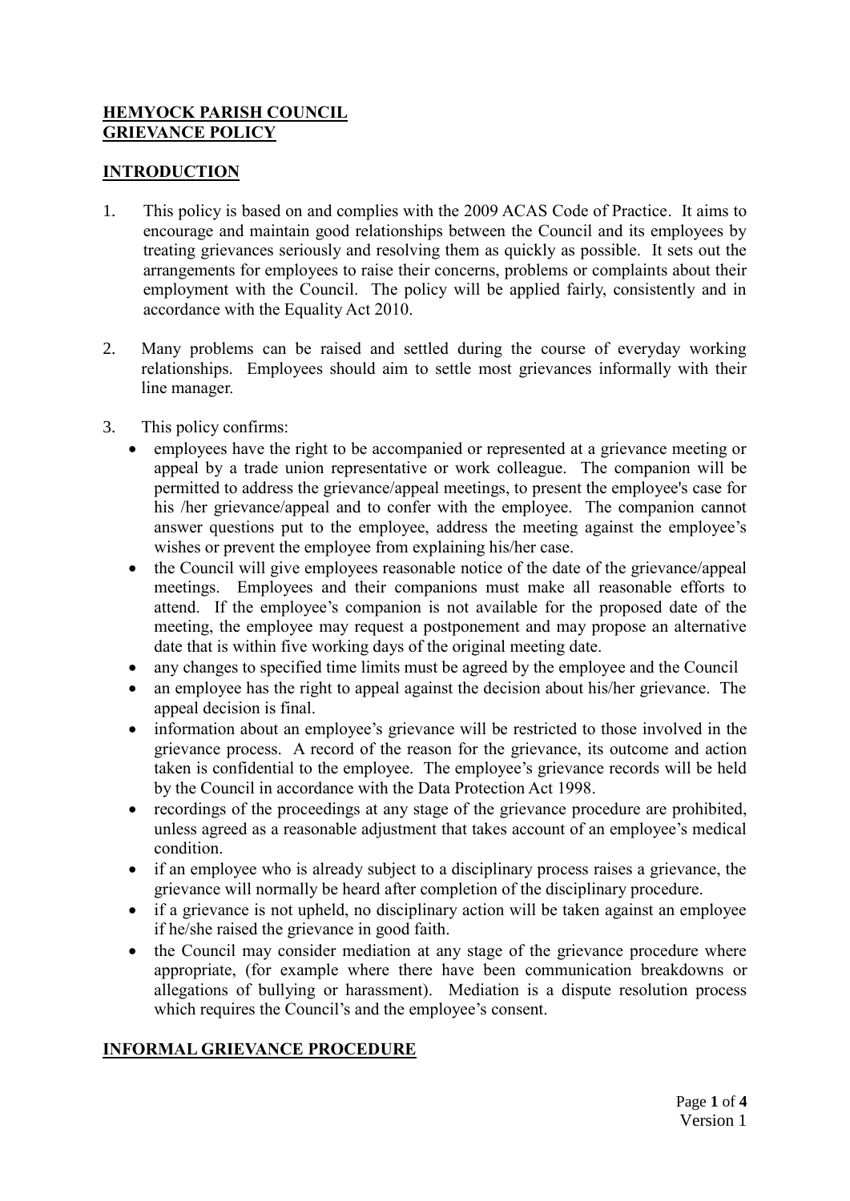# HEMYOCK PARISH COUNCIL
# GRIEVANCE POLICY

## INTRODUCTION

1. This policy is based on and complies with the 2009 ACAS Code of Practice. It aims to encourage and maintain good relationships between the Council and its employees by treating grievances seriously and resolving them as quickly as possible. It sets out the arrangements for employees to raise their concerns, problems or complaints about their employment with the Council. The policy will be applied fairly, consistently and in accordance with the Equality Act 2010.

2. Many problems can be raised and settled during the course of everyday working relationships. Employees should aim to settle most grievances informally with their line manager.

3. This policy confirms:
   - employees have the right to be accompanied or represented at a grievance meeting or appeal by a trade union representative or work colleague. The companion will be permitted to address the grievance/appeal meetings, to present the employee's case for his /her grievance/appeal and to confer with the employee. The companion cannot answer questions put to the employee, address the meeting against the employee's wishes or prevent the employee from explaining his/her case.
   - the Council will give employees reasonable notice of the date of the grievance/appeal meetings. Employees and their companions must make all reasonable efforts to attend. If the employee's companion is not available for the proposed date of the meeting, the employee may request a postponement and may propose an alternative date that is within five working days of the original meeting date.
   - any changes to specified time limits must be agreed by the employee and the Council
   - an employee has the right to appeal against the decision about his/her grievance. The appeal decision is final.
   - information about an employee's grievance will be restricted to those involved in the grievance process. A record of the reason for the grievance, its outcome and action taken is confidential to the employee. The employee's grievance records will be held by the Council in accordance with the Data Protection Act 1998.
   - recordings of the proceedings at any stage of the grievance procedure are prohibited, unless agreed as a reasonable adjustment that takes account of an employee's medical condition.
   - if an employee who is already subject to a disciplinary process raises a grievance, the grievance will normally be heard after completion of the disciplinary procedure.
   - if a grievance is not upheld, no disciplinary action will be taken against an employee if he/she raised the grievance in good faith.
   - the Council may consider mediation at any stage of the grievance procedure where appropriate, (for example where there have been communication breakdowns or allegations of bullying or harassment). Mediation is a dispute resolution process which requires the Council's and the employee's consent.

## INFORMAL GRIEVANCE PROCEDURE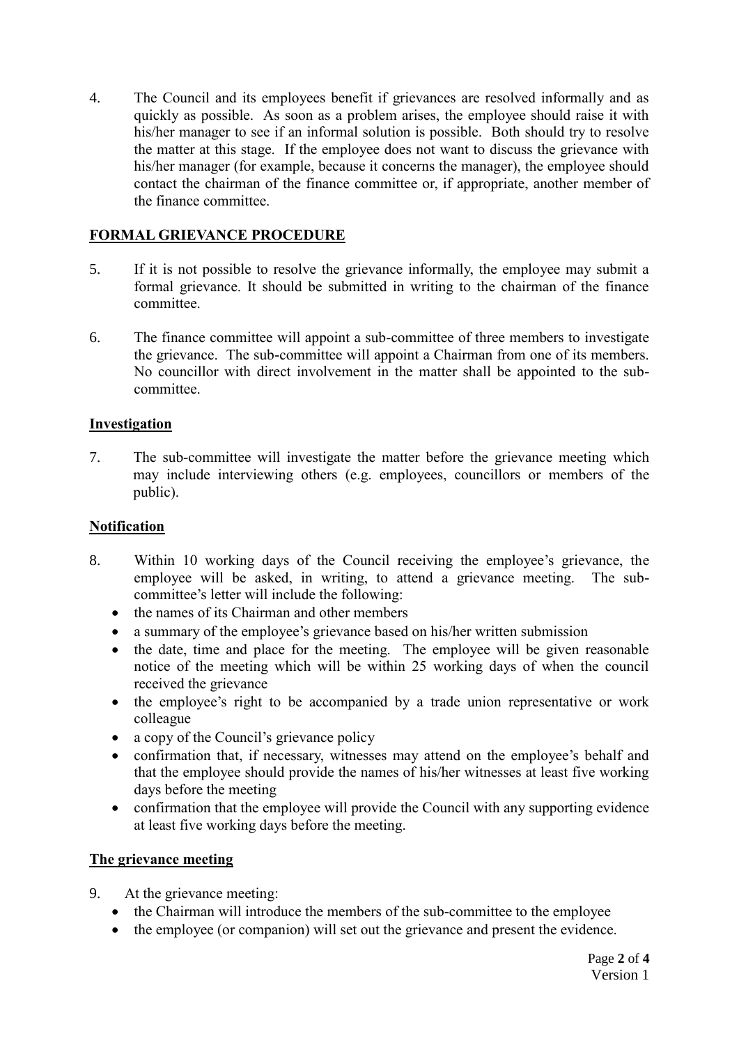4. The Council and its employees benefit if grievances are resolved informally and as quickly as possible. As soon as a problem arises, the employee should raise it with his/her manager to see if an informal solution is possible. Both should try to resolve the matter at this stage. If the employee does not want to discuss the grievance with his/her manager (for example, because it concerns the manager), the employee should contact the chairman of the finance committee or, if appropriate, another member of the finance committee.

## FORMAL GRIEVANCE PROCEDURE

5. If it is not possible to resolve the grievance informally, the employee may submit a formal grievance. It should be submitted in writing to the chairman of the finance committee.

6. The finance committee will appoint a sub-committee of three members to investigate the grievance. The sub-committee will appoint a Chairman from one of its members. No councillor with direct involvement in the matter shall be appointed to the sub-committee.

### Investigation

7. The sub-committee will investigate the matter before the grievance meeting which may include interviewing others (e.g. employees, councillors or members of the public).

### Notification

8. Within 10 working days of the Council receiving the employee's grievance, the employee will be asked, in writing, to attend a grievance meeting. The sub-committee's letter will include the following:
   - the names of its Chairman and other members
   - a summary of the employee's grievance based on his/her written submission
   - the date, time and place for the meeting. The employee will be given reasonable notice of the meeting which will be within 25 working days of when the council received the grievance
   - the employee's right to be accompanied by a trade union representative or work colleague
   - a copy of the Council's grievance policy
   - confirmation that, if necessary, witnesses may attend on the employee's behalf and that the employee should provide the names of his/her witnesses at least five working days before the meeting
   - confirmation that the employee will provide the Council with any supporting evidence at least five working days before the meeting.

### The grievance meeting

9. At the grievance meeting:
   - the Chairman will introduce the members of the sub-committee to the employee
   - the employee (or companion) will set out the grievance and present the evidence.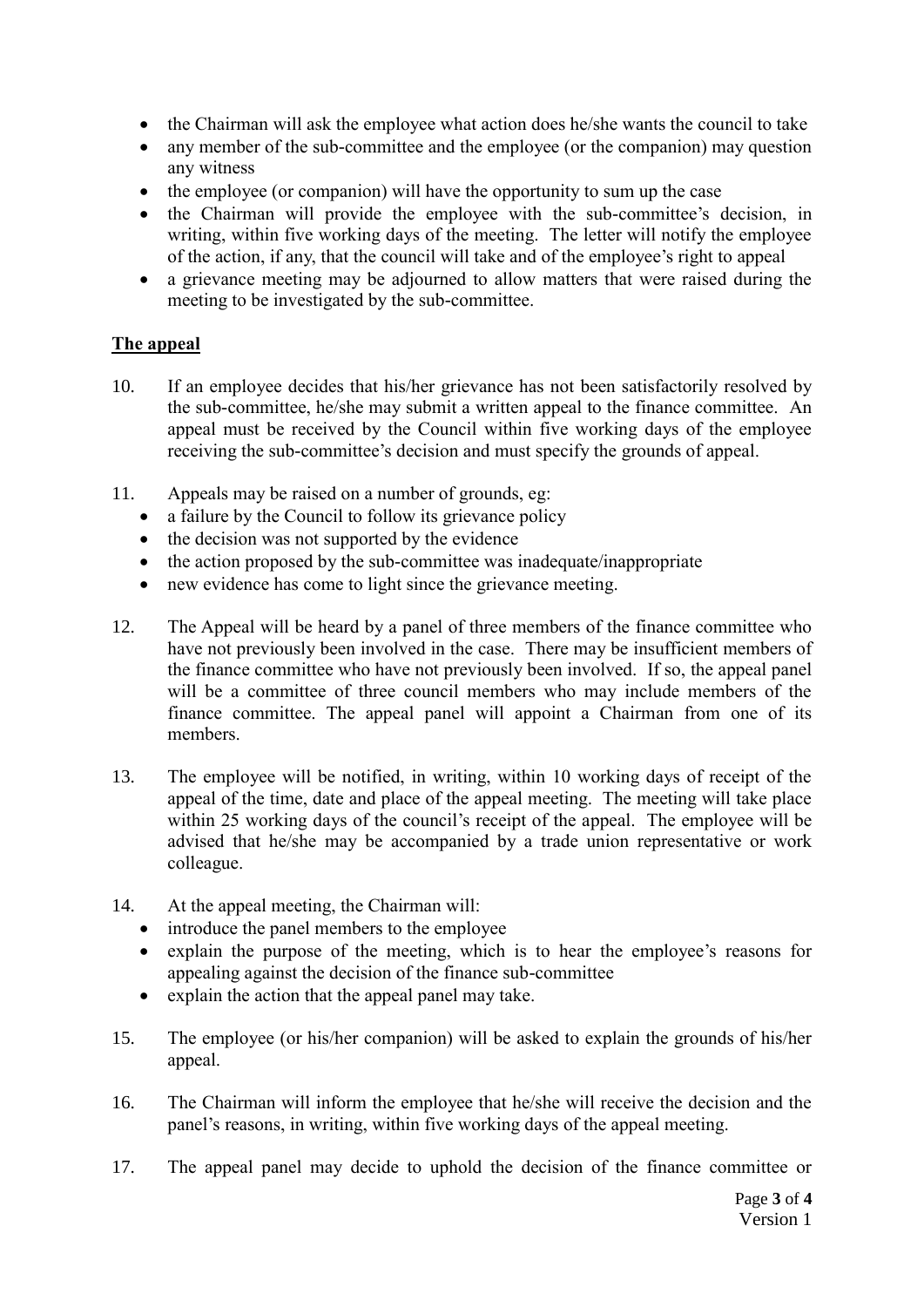- the Chairman will ask the employee what action does he/she wants the council to take
- any member of the sub-committee and the employee (or the companion) may question any witness
- the employee (or companion) will have the opportunity to sum up the case
- the Chairman will provide the employee with the sub-committee's decision, in writing, within five working days of the meeting. The letter will notify the employee of the action, if any, that the council will take and of the employee's right to appeal
- a grievance meeting may be adjourned to allow matters that were raised during the meeting to be investigated by the sub-committee.

## The appeal

10. If an employee decides that his/her grievance has not been satisfactorily resolved by the sub-committee, he/she may submit a written appeal to the finance committee. An appeal must be received by the Council within five working days of the employee receiving the sub-committee's decision and must specify the grounds of appeal.

11. Appeals may be raised on a number of grounds, eg:
    - a failure by the Council to follow its grievance policy
    - the decision was not supported by the evidence
    - the action proposed by the sub-committee was inadequate/inappropriate
    - new evidence has come to light since the grievance meeting.

12. The Appeal will be heard by a panel of three members of the finance committee who have not previously been involved in the case. There may be insufficient members of the finance committee who have not previously been involved. If so, the appeal panel will be a committee of three council members who may include members of the finance committee. The appeal panel will appoint a Chairman from one of its members.

13. The employee will be notified, in writing, within 10 working days of receipt of the appeal of the time, date and place of the appeal meeting. The meeting will take place within 25 working days of the council's receipt of the appeal. The employee will be advised that he/she may be accompanied by a trade union representative or work colleague.

14. At the appeal meeting, the Chairman will:
    - introduce the panel members to the employee
    - explain the purpose of the meeting, which is to hear the employee's reasons for appealing against the decision of the finance sub-committee
    - explain the action that the appeal panel may take.

15. The employee (or his/her companion) will be asked to explain the grounds of his/her appeal.

16. The Chairman will inform the employee that he/she will receive the decision and the panel's reasons, in writing, within five working days of the appeal meeting.

17. The appeal panel may decide to uphold the decision of the finance committee or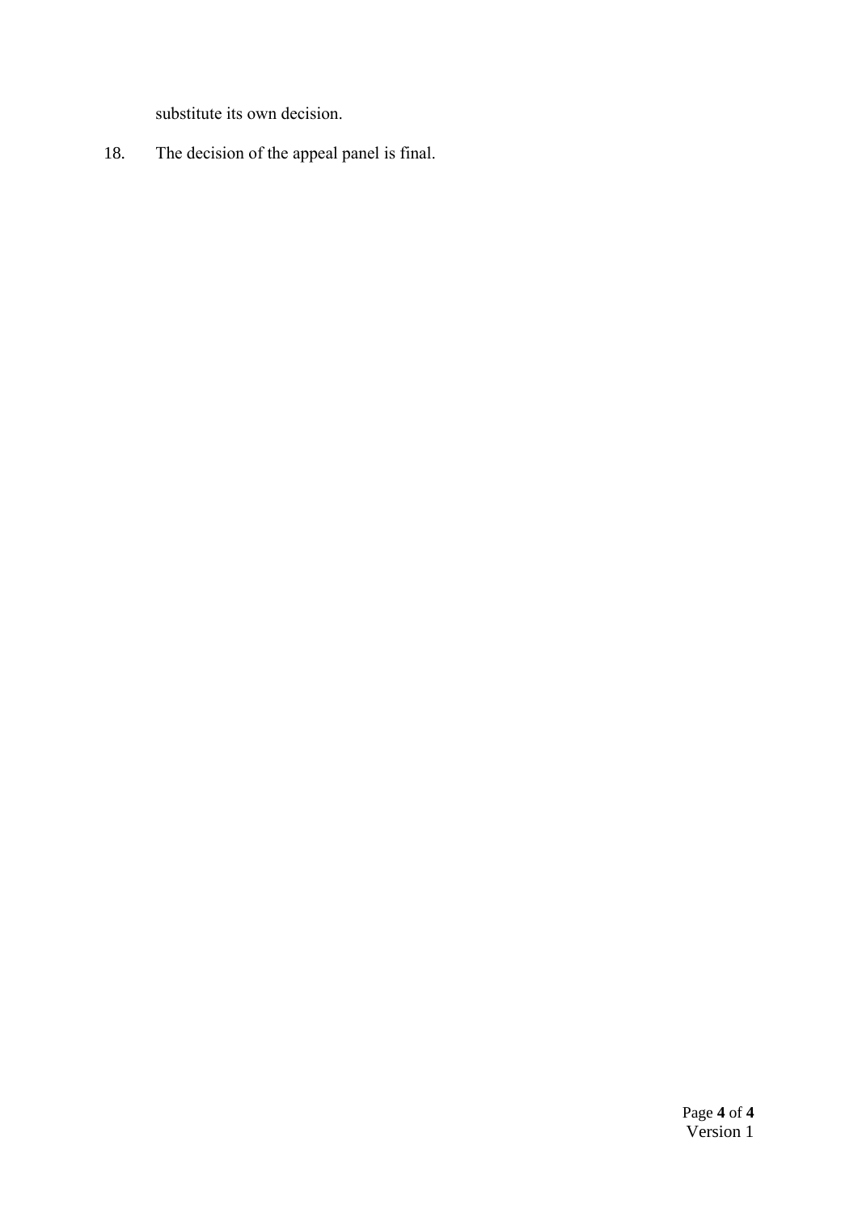substitute its own decision.

18. The decision of the appeal panel is final.